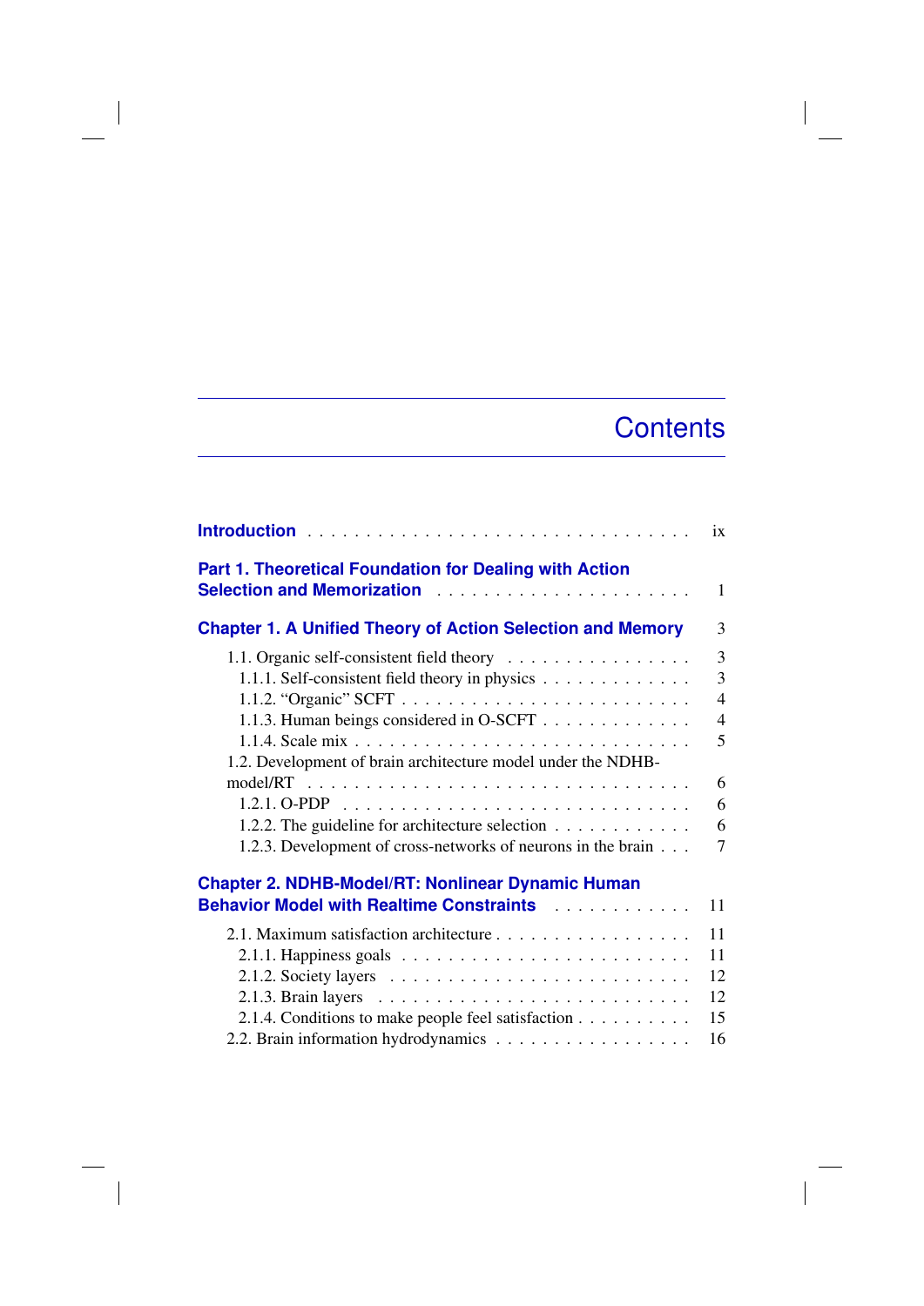# Contents

- **Introduction** ix
- **Part 1. Theoretical Foundation for Dealing with Action Selection and Memorization** 1
- **Chapter 1. A Unified Theory of Action Selection and Memory** 3
  - 1.1. Organic self-consistent field theory 3
    - 1.1.1. Self-consistent field theory in physics 3
    - 1.1.2. "Organic" SCFT 4
    - 1.1.3. Human beings considered in O-SCFT 4
    - 1.1.4. Scale mix 5
  - 1.2. Development of brain architecture model under the NDHB-model/RT 6
    - 1.2.1. O-PDP 6
    - 1.2.2. The guideline for architecture selection 6
    - 1.2.3. Development of cross-networks of neurons in the brain 7
- **Chapter 2. NDHB-Model/RT: Nonlinear Dynamic Human Behavior Model with Realtime Constraints** 11
  - 2.1. Maximum satisfaction architecture 11
    - 2.1.1. Happiness goals 11
    - 2.1.2. Society layers 12
    - 2.1.3. Brain layers 12
    - 2.1.4. Conditions to make people feel satisfaction 15
  - 2.2. Brain information hydrodynamics 16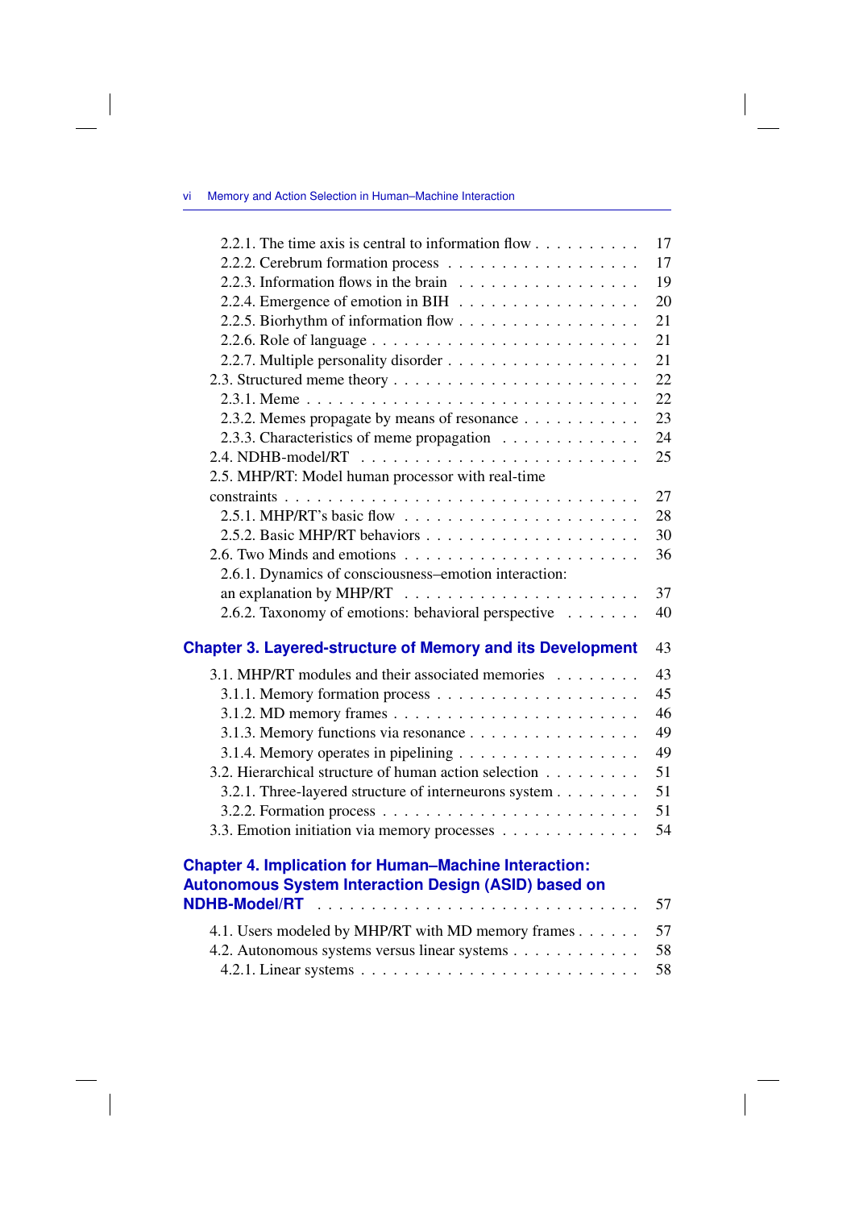2.2.1. The time axis is central to information flow . . . . . . . . . . 17
2.2.2. Cerebrum formation process . . . . . . . . . . . . . . . . . . 17
2.2.3. Information flows in the brain . . . . . . . . . . . . . . . . . 19
2.2.4. Emergence of emotion in BIH . . . . . . . . . . . . . . . . . 20
2.2.5. Biorhythm of information flow . . . . . . . . . . . . . . . . . 21
2.2.6. Role of language . . . . . . . . . . . . . . . . . . . . . . . . 21
2.2.7. Multiple personality disorder . . . . . . . . . . . . . . . . . . 21
2.3. Structured meme theory . . . . . . . . . . . . . . . . . . . . . 22
2.3.1. Meme . . . . . . . . . . . . . . . . . . . . . . . . . . . . . 22
2.3.2. Memes propagate by means of resonance . . . . . . . . . . . 23
2.3.3. Characteristics of meme propagation . . . . . . . . . . . . . 24
2.4. NDHB-model/RT . . . . . . . . . . . . . . . . . . . . . . . . . 25
2.5. MHP/RT: Model human processor with real-time constraints . . . . . . . . . . . . . . . . . . . . . . . . . . . . . . 27
2.5.1. MHP/RT's basic flow . . . . . . . . . . . . . . . . . . . . . 28
2.5.2. Basic MHP/RT behaviors . . . . . . . . . . . . . . . . . . . 30
2.6. Two Minds and emotions . . . . . . . . . . . . . . . . . . . . . 36
2.6.1. Dynamics of consciousness–emotion interaction: an explanation by MHP/RT . . . . . . . . . . . . . . . . . . . . . . 37
2.6.2. Taxonomy of emotions: behavioral perspective . . . . . . . 40

**Chapter 3. Layered-structure of Memory and its Development** 43

3.1. MHP/RT modules and their associated memories . . . . . . . . 43
3.1.1. Memory formation process . . . . . . . . . . . . . . . . . . 45
3.1.2. MD memory frames . . . . . . . . . . . . . . . . . . . . . . 46
3.1.3. Memory functions via resonance . . . . . . . . . . . . . . . . 49
3.1.4. Memory operates in pipelining . . . . . . . . . . . . . . . . . 49
3.2. Hierarchical structure of human action selection . . . . . . . . . 51
3.2.1. Three-layered structure of interneurons system . . . . . . . . 51
3.2.2. Formation process . . . . . . . . . . . . . . . . . . . . . . . 51
3.3. Emotion initiation via memory processes . . . . . . . . . . . . . 54

**Chapter 4. Implication for Human–Machine Interaction: Autonomous System Interaction Design (ASID) based on NDHB-Model/RT** . . . . . . . . . . . . . . . . . . . . . . . . . 57

4.1. Users modeled by MHP/RT with MD memory frames . . . . . . 57
4.2. Autonomous systems versus linear systems . . . . . . . . . . . . 58
4.2.1. Linear systems . . . . . . . . . . . . . . . . . . . . . . . . . 58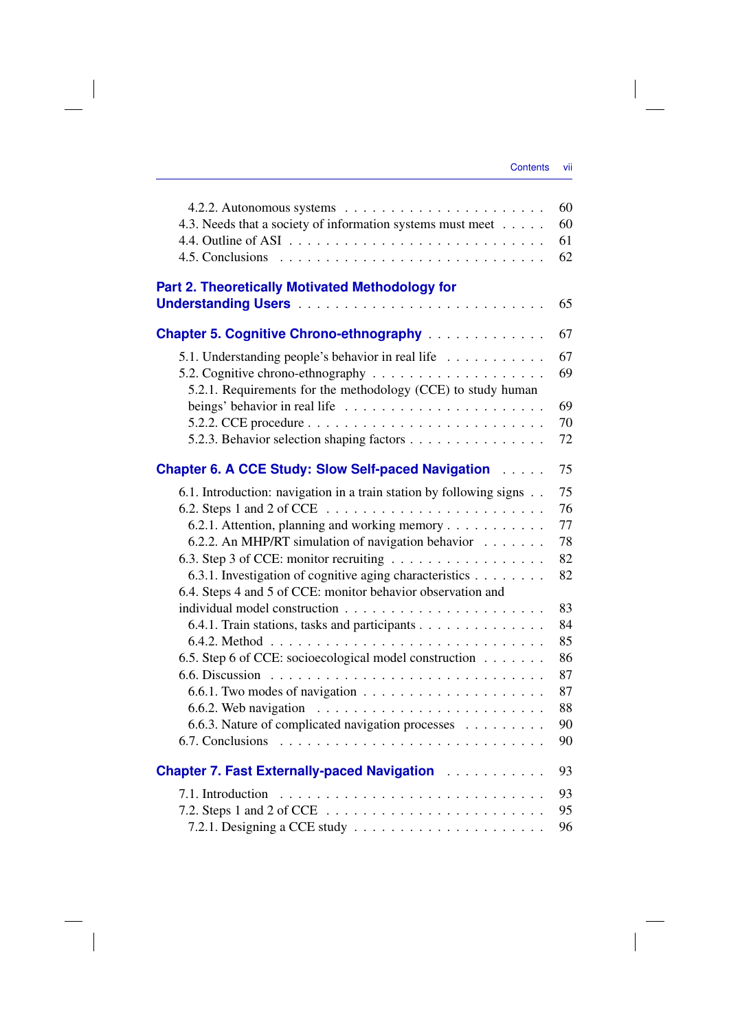4.2.2. Autonomous systems . . . . . . . . . . . . . . . . . . . . . . 60
4.3. Needs that a society of information systems must meet . . . . . 60
4.4. Outline of ASI . . . . . . . . . . . . . . . . . . . . . . . . . . 61
4.5. Conclusions . . . . . . . . . . . . . . . . . . . . . . . . . . . 62

**Part 2. Theoretically Motivated Methodology for Understanding Users** . . . . . . . . . . . . . . . . . . . . . . . . . 65

**Chapter 5. Cognitive Chrono-ethnography** . . . . . . . . . . . . . 67

5.1. Understanding people's behavior in real life . . . . . . . . . . . 67
5.2. Cognitive chrono-ethnography . . . . . . . . . . . . . . . . . . . 69
5.2.1. Requirements for the methodology (CCE) to study human beings' behavior in real life . . . . . . . . . . . . . . . . . . . . . 69
5.2.2. CCE procedure . . . . . . . . . . . . . . . . . . . . . . . . 70
5.2.3. Behavior selection shaping factors . . . . . . . . . . . . . . . 72

**Chapter 6. A CCE Study: Slow Self-paced Navigation** . . . . . 75

6.1. Introduction: navigation in a train station by following signs . . 75
6.2. Steps 1 and 2 of CCE . . . . . . . . . . . . . . . . . . . . . . . 76
6.2.1. Attention, planning and working memory . . . . . . . . . . . 77
6.2.2. An MHP/RT simulation of navigation behavior . . . . . . . 78
6.3. Step 3 of CCE: monitor recruiting . . . . . . . . . . . . . . . . . 82
6.3.1. Investigation of cognitive aging characteristics . . . . . . . . 82
6.4. Steps 4 and 5 of CCE: monitor behavior observation and individual model construction . . . . . . . . . . . . . . . . . . . . . 83
6.4.1. Train stations, tasks and participants . . . . . . . . . . . . . . 84
6.4.2. Method . . . . . . . . . . . . . . . . . . . . . . . . . . . . 85
6.5. Step 6 of CCE: socioecological model construction . . . . . . . 86
6.6. Discussion . . . . . . . . . . . . . . . . . . . . . . . . . . . . 87
6.6.1. Two modes of navigation . . . . . . . . . . . . . . . . . . . 87
6.6.2. Web navigation . . . . . . . . . . . . . . . . . . . . . . . . 88
6.6.3. Nature of complicated navigation processes . . . . . . . . . 90
6.7. Conclusions . . . . . . . . . . . . . . . . . . . . . . . . . . . 90

**Chapter 7. Fast Externally-paced Navigation** . . . . . . . . . . . 93

7.1. Introduction . . . . . . . . . . . . . . . . . . . . . . . . . . . 93
7.2. Steps 1 and 2 of CCE . . . . . . . . . . . . . . . . . . . . . . . 95
7.2.1. Designing a CCE study . . . . . . . . . . . . . . . . . . . . 96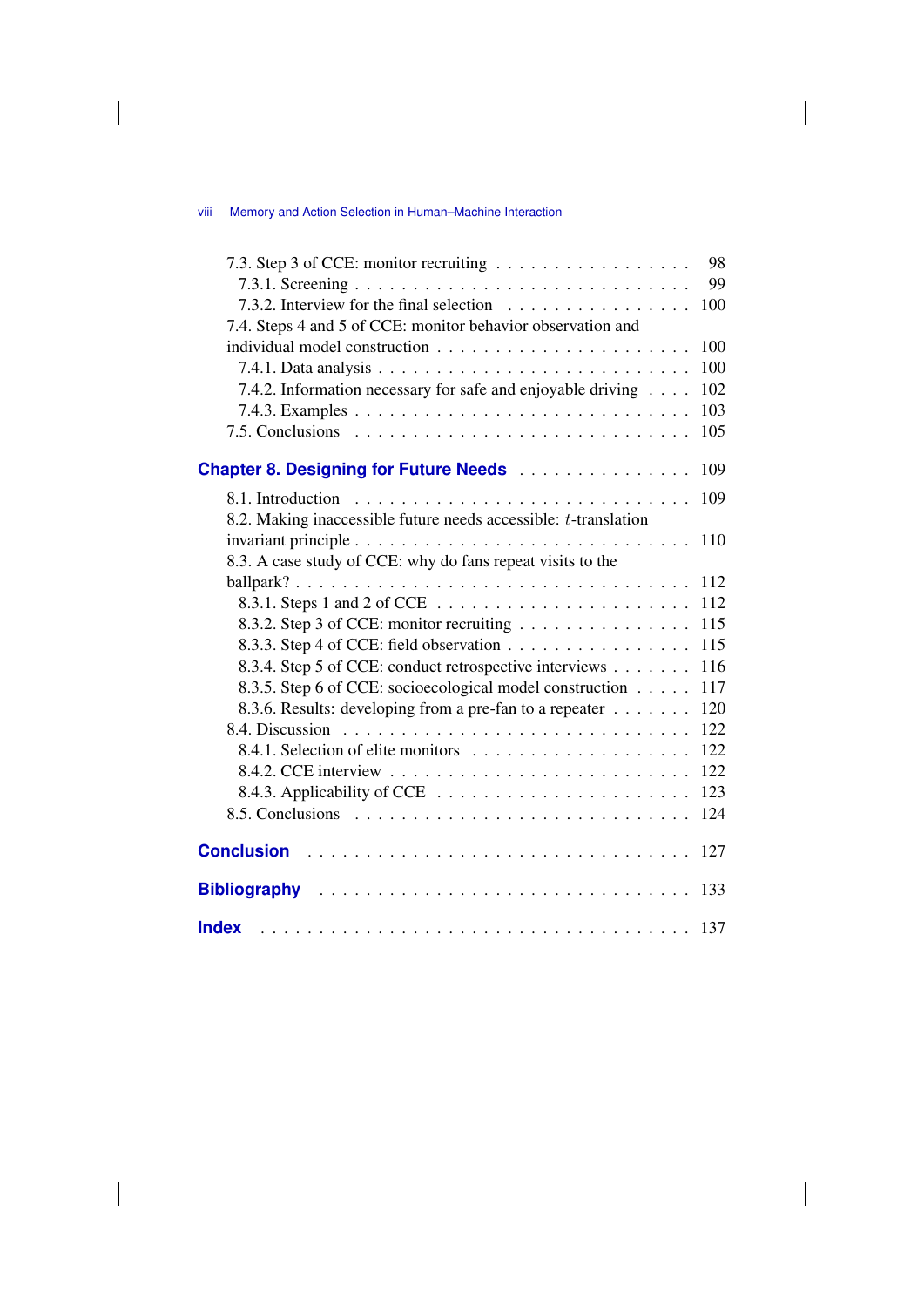7.3. Step 3 of CCE: monitor recruiting . . . . . . . . . . . . . . . . . 98

7.3.1. Screening . . . . . . . . . . . . . . . . . . . . . . . . . . . 99

7.3.2. Interview for the final selection . . . . . . . . . . . . . . . 100

7.4. Steps 4 and 5 of CCE: monitor behavior observation and individual model construction . . . . . . . . . . . . . . . . . . . . . 100

7.4.1. Data analysis . . . . . . . . . . . . . . . . . . . . . . . . . 100

7.4.2. Information necessary for safe and enjoyable driving . . . . 102

7.4.3. Examples . . . . . . . . . . . . . . . . . . . . . . . . . . . 103

7.5. Conclusions . . . . . . . . . . . . . . . . . . . . . . . . . . . 105

**Chapter 8. Designing for Future Needs** . . . . . . . . . . . . . . . 109

8.1. Introduction . . . . . . . . . . . . . . . . . . . . . . . . . . . 109

8.2. Making inaccessible future needs accessible: $t$-translation invariant principle . . . . . . . . . . . . . . . . . . . . . . . . . . 110

8.3. A case study of CCE: why do fans repeat visits to the ballpark? . . . . . . . . . . . . . . . . . . . . . . . . . . . . . . . 112

8.3.1. Steps 1 and 2 of CCE . . . . . . . . . . . . . . . . . . . . . 112

8.3.2. Step 3 of CCE: monitor recruiting . . . . . . . . . . . . . . . 115

8.3.3. Step 4 of CCE: field observation . . . . . . . . . . . . . . . 115

8.3.4. Step 5 of CCE: conduct retrospective interviews . . . . . . . 116

8.3.5. Step 6 of CCE: socioecological model construction . . . . . 117

8.3.6. Results: developing from a pre-fan to a repeater . . . . . . . 120

8.4. Discussion . . . . . . . . . . . . . . . . . . . . . . . . . . . . 122

8.4.1. Selection of elite monitors . . . . . . . . . . . . . . . . . . 122

8.4.2. CCE interview . . . . . . . . . . . . . . . . . . . . . . . . . 122

8.4.3. Applicability of CCE . . . . . . . . . . . . . . . . . . . . . 123

8.5. Conclusions . . . . . . . . . . . . . . . . . . . . . . . . . . . 124

**Conclusion** . . . . . . . . . . . . . . . . . . . . . . . . . . . . . 127

**Bibliography** . . . . . . . . . . . . . . . . . . . . . . . . . . . . 133

**Index** . . . . . . . . . . . . . . . . . . . . . . . . . . . . . . . 137